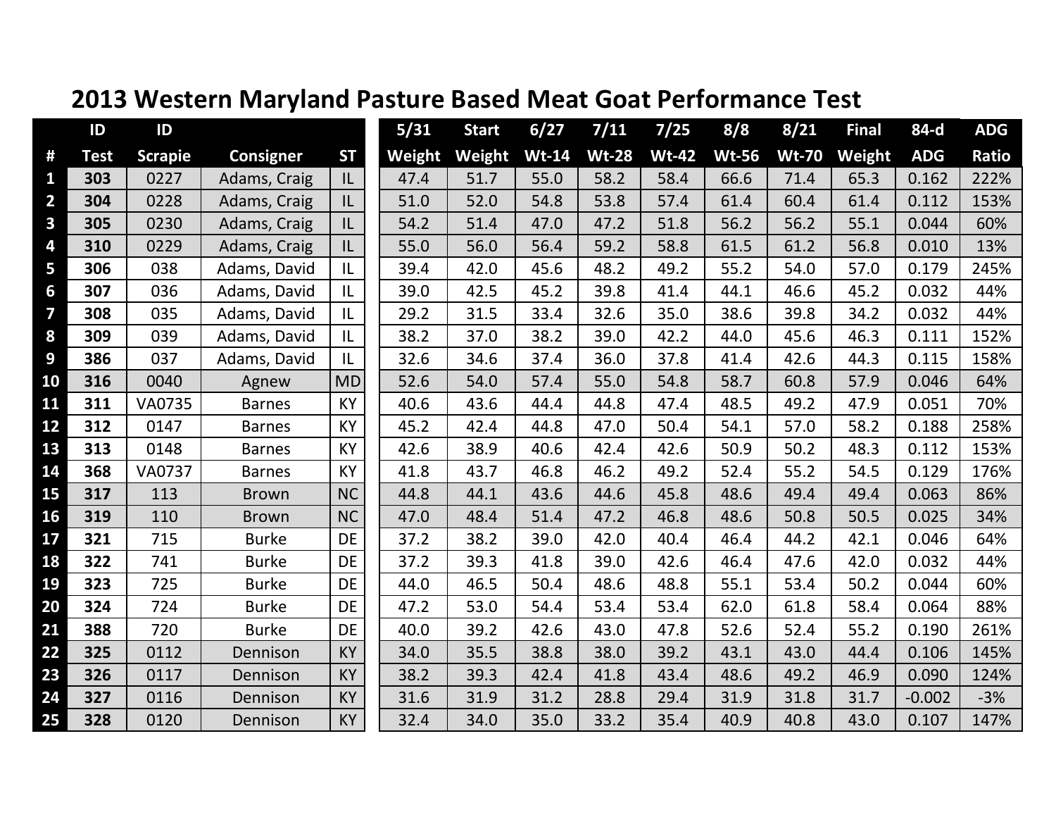# 2013 Western Maryland Pasture Based Meat Goat Performance Test

| # | ID Test | ID Scrapie | Consigner | ST | 5/31 Weight | Start Weight | 6/27 Wt-14 | 7/11 Wt-28 | 7/25 Wt-42 | 8/8 Wt-56 | 8/21 Wt-70 | Final Weight | 84-d ADG | ADG Ratio |
|---|---|---|---|---|---|---|---|---|---|---|---|---|---|---|
| 1 | 303 | 0227 | Adams, Craig | IL | 47.4 | 51.7 | 55.0 | 58.2 | 58.4 | 66.6 | 71.4 | 65.3 | 0.162 | 222% |
| 2 | 304 | 0228 | Adams, Craig | IL | 51.0 | 52.0 | 54.8 | 53.8 | 57.4 | 61.4 | 60.4 | 61.4 | 0.112 | 153% |
| 3 | 305 | 0230 | Adams, Craig | IL | 54.2 | 51.4 | 47.0 | 47.2 | 51.8 | 56.2 | 56.2 | 55.1 | 0.044 | 60% |
| 4 | 310 | 0229 | Adams, Craig | IL | 55.0 | 56.0 | 56.4 | 59.2 | 58.8 | 61.5 | 61.2 | 56.8 | 0.010 | 13% |
| 5 | 306 | 038 | Adams, David | IL | 39.4 | 42.0 | 45.6 | 48.2 | 49.2 | 55.2 | 54.0 | 57.0 | 0.179 | 245% |
| 6 | 307 | 036 | Adams, David | IL | 39.0 | 42.5 | 45.2 | 39.8 | 41.4 | 44.1 | 46.6 | 45.2 | 0.032 | 44% |
| 7 | 308 | 035 | Adams, David | IL | 29.2 | 31.5 | 33.4 | 32.6 | 35.0 | 38.6 | 39.8 | 34.2 | 0.032 | 44% |
| 8 | 309 | 039 | Adams, David | IL | 38.2 | 37.0 | 38.2 | 39.0 | 42.2 | 44.0 | 45.6 | 46.3 | 0.111 | 152% |
| 9 | 386 | 037 | Adams, David | IL | 32.6 | 34.6 | 37.4 | 36.0 | 37.8 | 41.4 | 42.6 | 44.3 | 0.115 | 158% |
| 10 | 316 | 0040 | Agnew | MD | 52.6 | 54.0 | 57.4 | 55.0 | 54.8 | 58.7 | 60.8 | 57.9 | 0.046 | 64% |
| 11 | 311 | VA0735 | Barnes | KY | 40.6 | 43.6 | 44.4 | 44.8 | 47.4 | 48.5 | 49.2 | 47.9 | 0.051 | 70% |
| 12 | 312 | 0147 | Barnes | KY | 45.2 | 42.4 | 44.8 | 47.0 | 50.4 | 54.1 | 57.0 | 58.2 | 0.188 | 258% |
| 13 | 313 | 0148 | Barnes | KY | 42.6 | 38.9 | 40.6 | 42.4 | 42.6 | 50.9 | 50.2 | 48.3 | 0.112 | 153% |
| 14 | 368 | VA0737 | Barnes | KY | 41.8 | 43.7 | 46.8 | 46.2 | 49.2 | 52.4 | 55.2 | 54.5 | 0.129 | 176% |
| 15 | 317 | 113 | Brown | NC | 44.8 | 44.1 | 43.6 | 44.6 | 45.8 | 48.6 | 49.4 | 49.4 | 0.063 | 86% |
| 16 | 319 | 110 | Brown | NC | 47.0 | 48.4 | 51.4 | 47.2 | 46.8 | 48.6 | 50.8 | 50.5 | 0.025 | 34% |
| 17 | 321 | 715 | Burke | DE | 37.2 | 38.2 | 39.0 | 42.0 | 40.4 | 46.4 | 44.2 | 42.1 | 0.046 | 64% |
| 18 | 322 | 741 | Burke | DE | 37.2 | 39.3 | 41.8 | 39.0 | 42.6 | 46.4 | 47.6 | 42.0 | 0.032 | 44% |
| 19 | 323 | 725 | Burke | DE | 44.0 | 46.5 | 50.4 | 48.6 | 48.8 | 55.1 | 53.4 | 50.2 | 0.044 | 60% |
| 20 | 324 | 724 | Burke | DE | 47.2 | 53.0 | 54.4 | 53.4 | 53.4 | 62.0 | 61.8 | 58.4 | 0.064 | 88% |
| 21 | 388 | 720 | Burke | DE | 40.0 | 39.2 | 42.6 | 43.0 | 47.8 | 52.6 | 52.4 | 55.2 | 0.190 | 261% |
| 22 | 325 | 0112 | Dennison | KY | 34.0 | 35.5 | 38.8 | 38.0 | 39.2 | 43.1 | 43.0 | 44.4 | 0.106 | 145% |
| 23 | 326 | 0117 | Dennison | KY | 38.2 | 39.3 | 42.4 | 41.8 | 43.4 | 48.6 | 49.2 | 46.9 | 0.090 | 124% |
| 24 | 327 | 0116 | Dennison | KY | 31.6 | 31.9 | 31.2 | 28.8 | 29.4 | 31.9 | 31.8 | 31.7 | -0.002 | -3% |
| 25 | 328 | 0120 | Dennison | KY | 32.4 | 34.0 | 35.0 | 33.2 | 35.4 | 40.9 | 40.8 | 43.0 | 0.107 | 147% |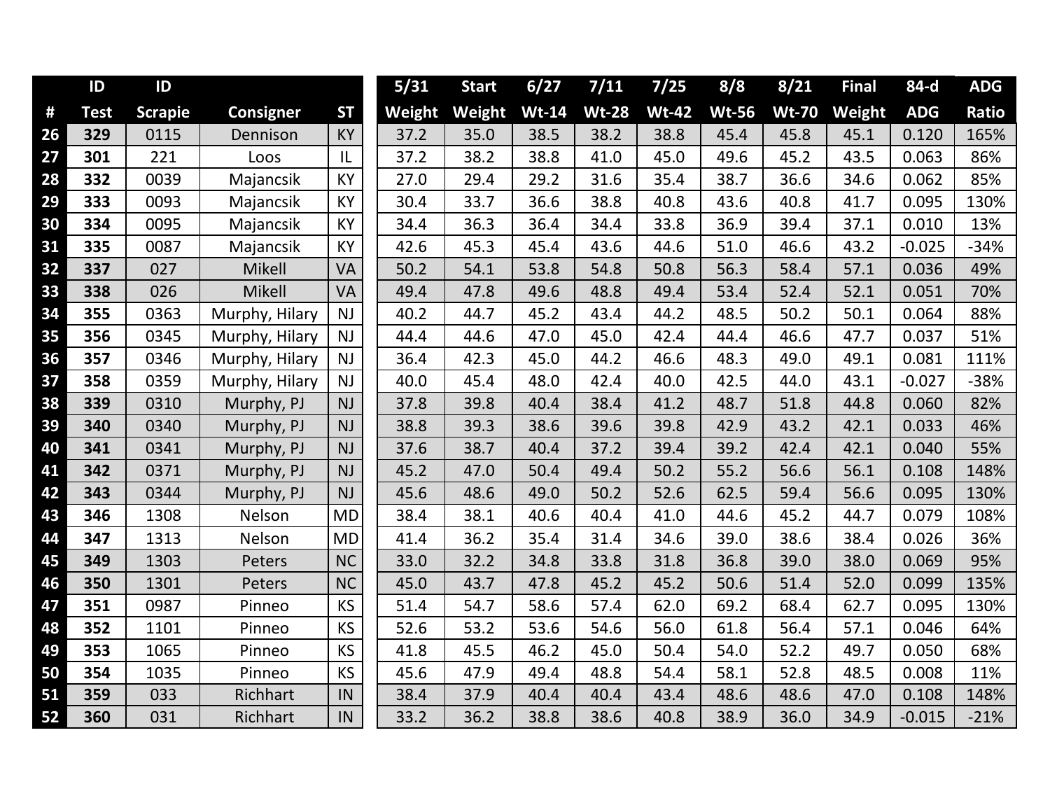| # | ID Test | ID Scrapie | Consigner | ST | 5/31 Weight | Start Weight | 6/27 Wt-14 | 7/11 Wt-28 | 7/25 Wt-42 | 8/8 Wt-56 | 8/21 Wt-70 | Final Weight | 84-d ADG | ADG Ratio |
|---|---|---|---|---|---|---|---|---|---|---|---|---|---|---|
| 26 | 329 | 0115 | Dennison | KY | 37.2 | 35.0 | 38.5 | 38.2 | 38.8 | 45.4 | 45.8 | 45.1 | 0.120 | 165% |
| 27 | 301 | 221 | Loos | IL | 37.2 | 38.2 | 38.8 | 41.0 | 45.0 | 49.6 | 45.2 | 43.5 | 0.063 | 86% |
| 28 | 332 | 0039 | Majancsik | KY | 27.0 | 29.4 | 29.2 | 31.6 | 35.4 | 38.7 | 36.6 | 34.6 | 0.062 | 85% |
| 29 | 333 | 0093 | Majancsik | KY | 30.4 | 33.7 | 36.6 | 38.8 | 40.8 | 43.6 | 40.8 | 41.7 | 0.095 | 130% |
| 30 | 334 | 0095 | Majancsik | KY | 34.4 | 36.3 | 36.4 | 34.4 | 33.8 | 36.9 | 39.4 | 37.1 | 0.010 | 13% |
| 31 | 335 | 0087 | Majancsik | KY | 42.6 | 45.3 | 45.4 | 43.6 | 44.6 | 51.0 | 46.6 | 43.2 | -0.025 | -34% |
| 32 | 337 | 027 | Mikell | VA | 50.2 | 54.1 | 53.8 | 54.8 | 50.8 | 56.3 | 58.4 | 57.1 | 0.036 | 49% |
| 33 | 338 | 026 | Mikell | VA | 49.4 | 47.8 | 49.6 | 48.8 | 49.4 | 53.4 | 52.4 | 52.1 | 0.051 | 70% |
| 34 | 355 | 0363 | Murphy, Hilary | NJ | 40.2 | 44.7 | 45.2 | 43.4 | 44.2 | 48.5 | 50.2 | 50.1 | 0.064 | 88% |
| 35 | 356 | 0345 | Murphy, Hilary | NJ | 44.4 | 44.6 | 47.0 | 45.0 | 42.4 | 44.4 | 46.6 | 47.7 | 0.037 | 51% |
| 36 | 357 | 0346 | Murphy, Hilary | NJ | 36.4 | 42.3 | 45.0 | 44.2 | 46.6 | 48.3 | 49.0 | 49.1 | 0.081 | 111% |
| 37 | 358 | 0359 | Murphy, Hilary | NJ | 40.0 | 45.4 | 48.0 | 42.4 | 40.0 | 42.5 | 44.0 | 43.1 | -0.027 | -38% |
| 38 | 339 | 0310 | Murphy, PJ | NJ | 37.8 | 39.8 | 40.4 | 38.4 | 41.2 | 48.7 | 51.8 | 44.8 | 0.060 | 82% |
| 39 | 340 | 0340 | Murphy, PJ | NJ | 38.8 | 39.3 | 38.6 | 39.6 | 39.8 | 42.9 | 43.2 | 42.1 | 0.033 | 46% |
| 40 | 341 | 0341 | Murphy, PJ | NJ | 37.6 | 38.7 | 40.4 | 37.2 | 39.4 | 39.2 | 42.4 | 42.1 | 0.040 | 55% |
| 41 | 342 | 0371 | Murphy, PJ | NJ | 45.2 | 47.0 | 50.4 | 49.4 | 50.2 | 55.2 | 56.6 | 56.1 | 0.108 | 148% |
| 42 | 343 | 0344 | Murphy, PJ | NJ | 45.6 | 48.6 | 49.0 | 50.2 | 52.6 | 62.5 | 59.4 | 56.6 | 0.095 | 130% |
| 43 | 346 | 1308 | Nelson | MD | 38.4 | 38.1 | 40.6 | 40.4 | 41.0 | 44.6 | 45.2 | 44.7 | 0.079 | 108% |
| 44 | 347 | 1313 | Nelson | MD | 41.4 | 36.2 | 35.4 | 31.4 | 34.6 | 39.0 | 38.6 | 38.4 | 0.026 | 36% |
| 45 | 349 | 1303 | Peters | NC | 33.0 | 32.2 | 34.8 | 33.8 | 31.8 | 36.8 | 39.0 | 38.0 | 0.069 | 95% |
| 46 | 350 | 1301 | Peters | NC | 45.0 | 43.7 | 47.8 | 45.2 | 45.2 | 50.6 | 51.4 | 52.0 | 0.099 | 135% |
| 47 | 351 | 0987 | Pinneo | KS | 51.4 | 54.7 | 58.6 | 57.4 | 62.0 | 69.2 | 68.4 | 62.7 | 0.095 | 130% |
| 48 | 352 | 1101 | Pinneo | KS | 52.6 | 53.2 | 53.6 | 54.6 | 56.0 | 61.8 | 56.4 | 57.1 | 0.046 | 64% |
| 49 | 353 | 1065 | Pinneo | KS | 41.8 | 45.5 | 46.2 | 45.0 | 50.4 | 54.0 | 52.2 | 49.7 | 0.050 | 68% |
| 50 | 354 | 1035 | Pinneo | KS | 45.6 | 47.9 | 49.4 | 48.8 | 54.4 | 58.1 | 52.8 | 48.5 | 0.008 | 11% |
| 51 | 359 | 033 | Richhart | IN | 38.4 | 37.9 | 40.4 | 40.4 | 43.4 | 48.6 | 48.6 | 47.0 | 0.108 | 148% |
| 52 | 360 | 031 | Richhart | IN | 33.2 | 36.2 | 38.8 | 38.6 | 40.8 | 38.9 | 36.0 | 34.9 | -0.015 | -21% |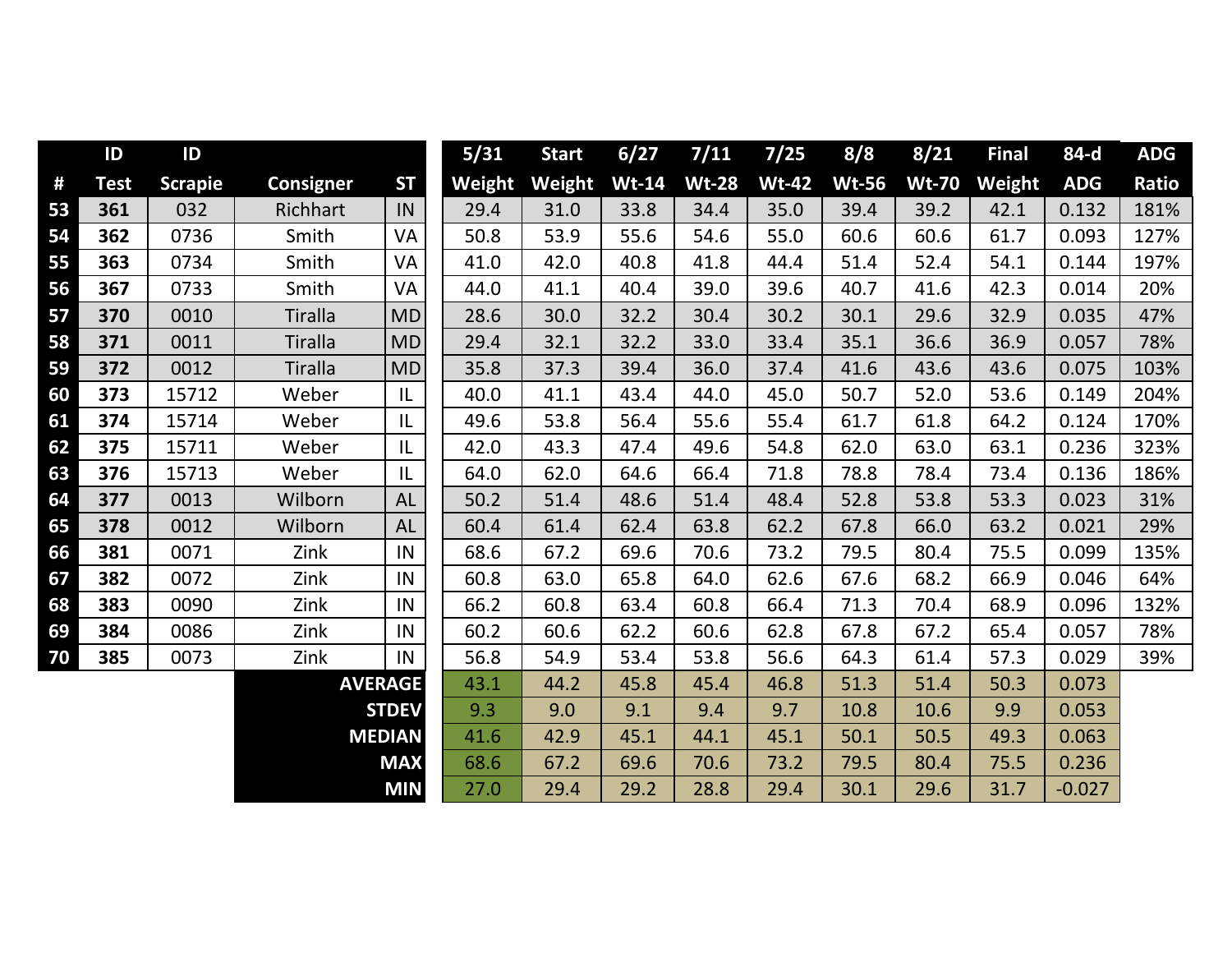| # | ID Test | ID Scrapie | Consigner | ST | 5/31 Weight | Start Weight | 6/27 Wt-14 | 7/11 Wt-28 | 7/25 Wt-42 | 8/8 Wt-56 | 8/21 Wt-70 | Final Weight | 84-d ADG | ADG Ratio |
|---|---|---|---|---|---|---|---|---|---|---|---|---|---|---|
| 53 | **361** | 032 | Richhart | IN | 29.4 | 31.0 | 33.8 | 34.4 | 35.0 | 39.4 | 39.2 | 42.1 | 0.132 | 181% |
| 54 | **362** | 0736 | Smith | VA | 50.8 | 53.9 | 55.6 | 54.6 | 55.0 | 60.6 | 60.6 | 61.7 | 0.093 | 127% |
| 55 | **363** | 0734 | Smith | VA | 41.0 | 42.0 | 40.8 | 41.8 | 44.4 | 51.4 | 52.4 | 54.1 | 0.144 | 197% |
| 56 | **367** | 0733 | Smith | VA | 44.0 | 41.1 | 40.4 | 39.0 | 39.6 | 40.7 | 41.6 | 42.3 | 0.014 | 20% |
| 57 | **370** | 0010 | Tiralla | MD | 28.6 | 30.0 | 32.2 | 30.4 | 30.2 | 30.1 | 29.6 | 32.9 | 0.035 | 47% |
| 58 | **371** | 0011 | Tiralla | MD | 29.4 | 32.1 | 32.2 | 33.0 | 33.4 | 35.1 | 36.6 | 36.9 | 0.057 | 78% |
| 59 | **372** | 0012 | Tiralla | MD | 35.8 | 37.3 | 39.4 | 36.0 | 37.4 | 41.6 | 43.6 | 43.6 | 0.075 | 103% |
| 60 | **373** | 15712 | Weber | IL | 40.0 | 41.1 | 43.4 | 44.0 | 45.0 | 50.7 | 52.0 | 53.6 | 0.149 | 204% |
| 61 | **374** | 15714 | Weber | IL | 49.6 | 53.8 | 56.4 | 55.6 | 55.4 | 61.7 | 61.8 | 64.2 | 0.124 | 170% |
| 62 | **375** | 15711 | Weber | IL | 42.0 | 43.3 | 47.4 | 49.6 | 54.8 | 62.0 | 63.0 | 63.1 | 0.236 | 323% |
| 63 | **376** | 15713 | Weber | IL | 64.0 | 62.0 | 64.6 | 66.4 | 71.8 | 78.8 | 78.4 | 73.4 | 0.136 | 186% |
| 64 | **377** | 0013 | Wilborn | AL | 50.2 | 51.4 | 48.6 | 51.4 | 48.4 | 52.8 | 53.8 | 53.3 | 0.023 | 31% |
| 65 | **378** | 0012 | Wilborn | AL | 60.4 | 61.4 | 62.4 | 63.8 | 62.2 | 67.8 | 66.0 | 63.2 | 0.021 | 29% |
| 66 | **381** | 0071 | Zink | IN | 68.6 | 67.2 | 69.6 | 70.6 | 73.2 | 79.5 | 80.4 | 75.5 | 0.099 | 135% |
| 67 | **382** | 0072 | Zink | IN | 60.8 | 63.0 | 65.8 | 64.0 | 62.6 | 67.6 | 68.2 | 66.9 | 0.046 | 64% |
| 68 | **383** | 0090 | Zink | IN | 66.2 | 60.8 | 63.4 | 60.8 | 66.4 | 71.3 | 70.4 | 68.9 | 0.096 | 132% |
| 69 | **384** | 0086 | Zink | IN | 60.2 | 60.6 | 62.2 | 60.6 | 62.8 | 67.8 | 67.2 | 65.4 | 0.057 | 78% |
| 70 | **385** | 0073 | Zink | IN | 56.8 | 54.9 | 53.4 | 53.8 | 56.6 | 64.3 | 61.4 | 57.3 | 0.029 | 39% |
| | | | | **AVERAGE** | 43.1 | 44.2 | 45.8 | 45.4 | 46.8 | 51.3 | 51.4 | 50.3 | 0.073 | |
| | | | | **STDEV** | 9.3 | 9.0 | 9.1 | 9.4 | 9.7 | 10.8 | 10.6 | 9.9 | 0.053 | |
| | | | | **MEDIAN** | 41.6 | 42.9 | 45.1 | 44.1 | 45.1 | 50.1 | 50.5 | 49.3 | 0.063 | |
| | | | | **MAX** | 68.6 | 67.2 | 69.6 | 70.6 | 73.2 | 79.5 | 80.4 | 75.5 | 0.236 | |
| | | | | **MIN** | 27.0 | 29.4 | 29.2 | 28.8 | 29.4 | 30.1 | 29.6 | 31.7 | -0.027 | |